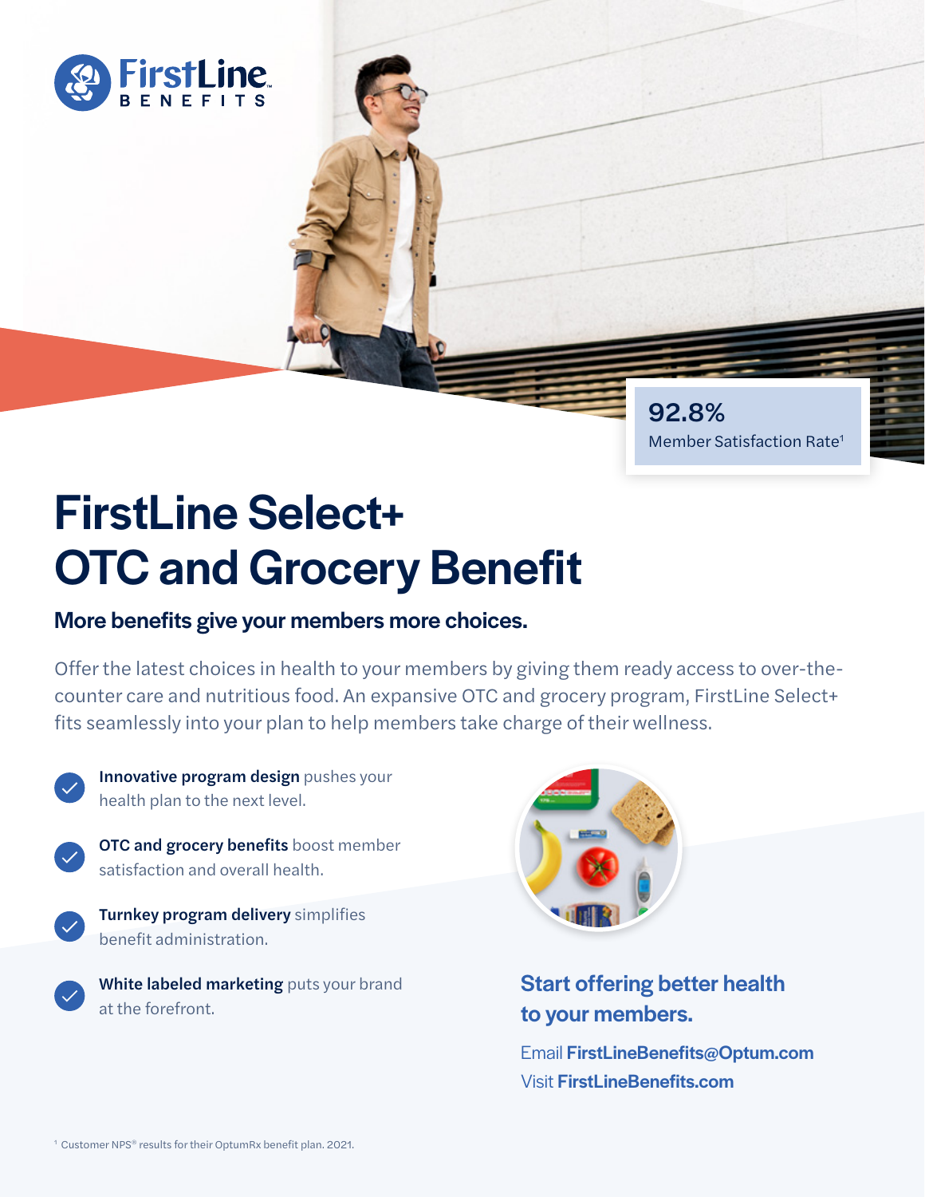FirstLine BENEFITS

**92.8%**
Member Satisfaction Rate[1]

# FirstLine Select+ OTC and Grocery Benefit

## More benefits give your members more choices.

Offer the latest choices in health to your members by giving them ready access to over-the-counter care and nutritious food. An expansive OTC and grocery program, FirstLine Select+ fits seamlessly into your plan to help members take charge of their wellness.

- **Innovative program design** pushes your health plan to the next level.
- **OTC and grocery benefits** boost member satisfaction and overall health.
- **Turnkey program delivery** simplifies benefit administration.
- **White labeled marketing** puts your brand at the forefront.

### Start offering better health to your members.

Email **FirstLineBenefits@Optum.com**
Visit **FirstLineBenefits.com**

[1] Customer NPS® results for their OptumRx benefit plan. 2021.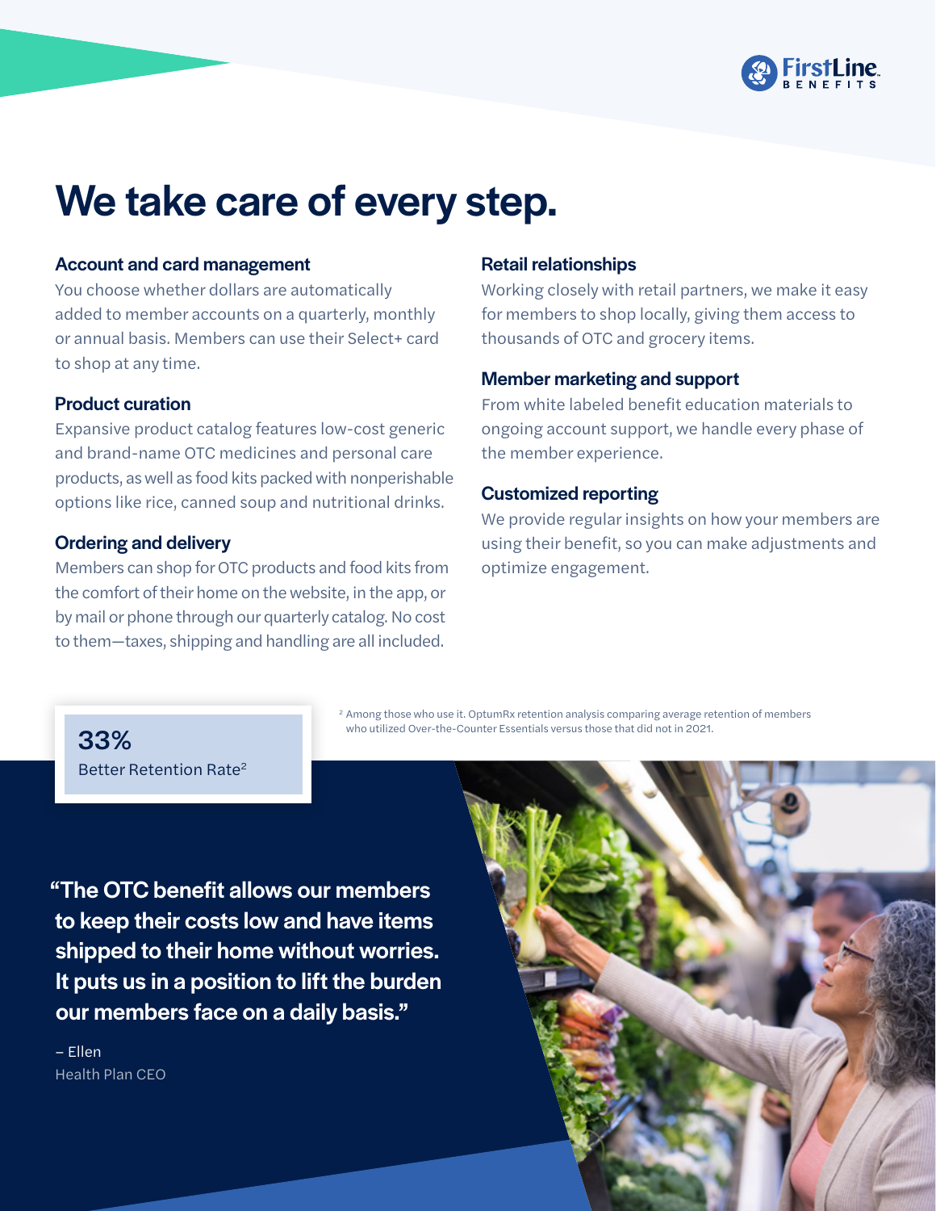# We take care of every step.

### Account and card management

You choose whether dollars are automatically added to member accounts on a quarterly, monthly or annual basis. Members can use their Select+ card to shop at any time.

### Product curation

Expansive product catalog features low-cost generic and brand-name OTC medicines and personal care products, as well as food kits packed with nonperishable options like rice, canned soup and nutritional drinks.

### Ordering and delivery

Members can shop for OTC products and food kits from the comfort of their home on the website, in the app, or by mail or phone through our quarterly catalog. No cost to them—taxes, shipping and handling are all included.

### Retail relationships

Working closely with retail partners, we make it easy for members to shop locally, giving them access to thousands of OTC and grocery items.

### Member marketing and support

From white labeled benefit education materials to ongoing account support, we handle every phase of the member experience.

### Customized reporting

We provide regular insights on how your members are using their benefit, so you can make adjustments and optimize engagement.

**33%**
Better Retention Rate[2]

[2] Among those who use it. OptumRx retention analysis comparing average retention of members who utilized Over-the-Counter Essentials versus those that did not in 2021.

**"The OTC benefit allows our members to keep their costs low and have items shipped to their home without worries. It puts us in a position to lift the burden our members face on a daily basis."**

– Ellen
Health Plan CEO